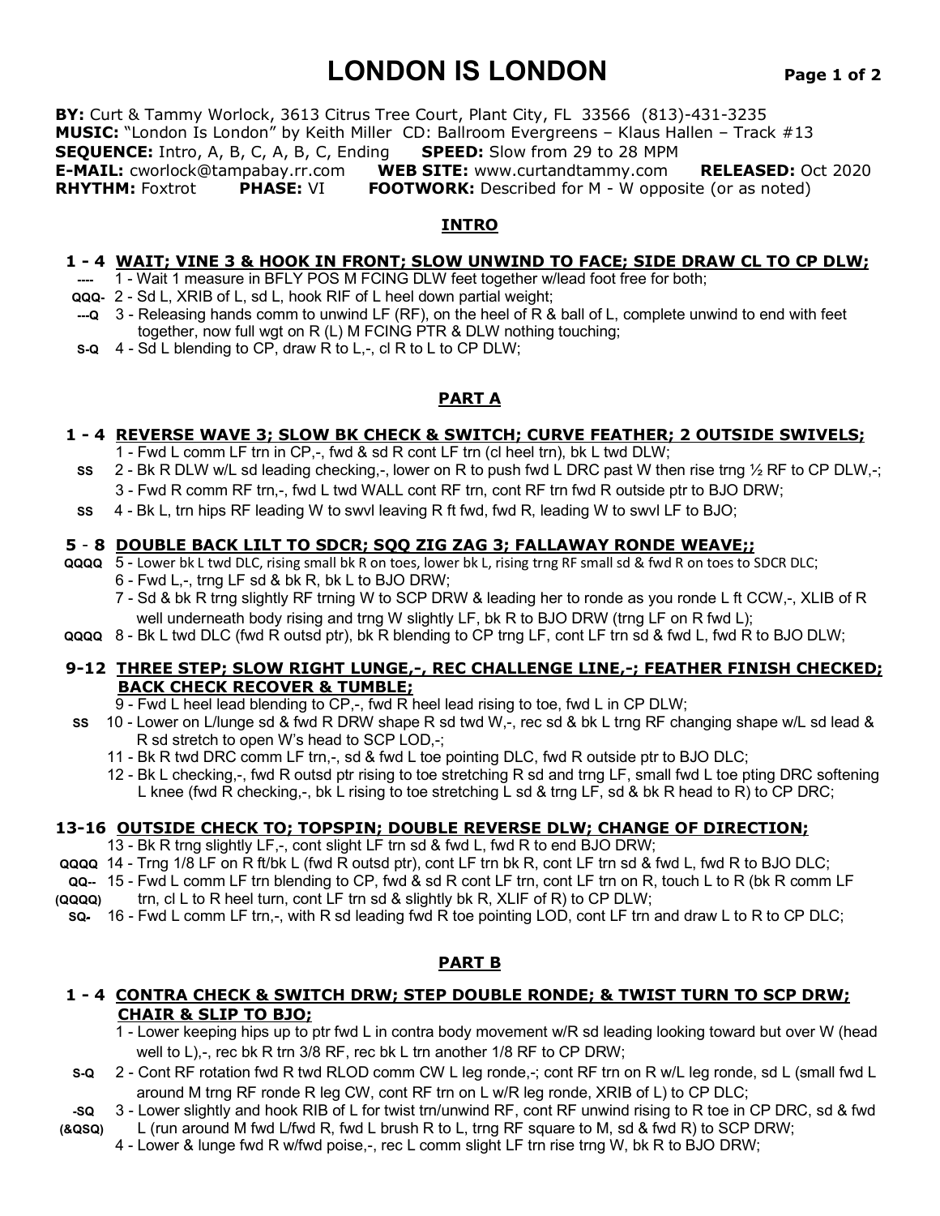# LONDON IS LONDON

**BY:** Curt & Tammy Worlock, 3613 Citrus Tree Court, Plant City, FL 33566 (813)-431-3235
**MUSIC:** "London Is London" by Keith Miller CD: Ballroom Evergreens – Klaus Hallen – Track #13
**SEQUENCE:** Intro, A, B, C, A, B, C, Ending **SPEED:** Slow from 29 to 28 MPM
**E-MAIL:** cworlock@tampabay.rr.com **WEB SITE:** www.curtandtammy.com **RELEASED:** Oct 2020
**RHYTHM:** Foxtrot **PHASE:** VI **FOOTWORK:** Described for M - W opposite (or as noted)

## INTRO

### 1 - 4 WAIT; VINE 3 & HOOK IN FRONT; SLOW UNWIND TO FACE; SIDE DRAW CL TO CP DLW;

**----** 1 - Wait 1 measure in BFLY POS M FCING DLW feet together w/lead foot free for both;
**QQQ-** 2 - Sd L, XRIB of L, sd L, hook RIF of L heel down partial weight;
**---Q** 3 - Releasing hands comm to unwind LF (RF), on the heel of R & ball of L, complete unwind to end with feet together, now full wgt on R (L) M FCING PTR & DLW nothing touching;
**S-Q** 4 - Sd L blending to CP, draw R to L,-, cl R to L to CP DLW;

## PART A

### 1 - 4 REVERSE WAVE 3; SLOW BK CHECK & SWITCH; CURVE FEATHER; 2 OUTSIDE SWIVELS;

1 - Fwd L comm LF trn in CP,-, fwd & sd R cont LF trn (cl heel trn), bk L twd DLW;
**SS** 2 - Bk R DLW w/L sd leading checking,-, lower on R to push fwd L DRC past W then rise trng ½ RF to CP DLW,-;
3 - Fwd R comm RF trn,-, fwd L twd WALL cont RF trn, cont RF trn fwd R outside ptr to BJO DRW;
**SS** 4 - Bk L, trn hips RF leading W to swvl leaving R ft fwd, fwd R, leading W to swvl LF to BJO;

### 5 - 8 DOUBLE BACK LILT TO SDCR; SQQ ZIG ZAG 3; FALLAWAY RONDE WEAVE;;

**QQQQ** 5 - Lower bk L twd DLC, rising small bk R on toes, lower bk L, rising trng RF small sd & fwd R on toes to SDCR DLC;
6 - Fwd L,-, trng LF sd & bk R, bk L to BJO DRW;
7 - Sd & bk R trng slightly RF trning W to SCP DRW & leading her to ronde as you ronde L ft CCW,-, XLIB of R well underneath body rising and trng W slightly LF, bk R to BJO DRW (trng LF on R fwd L);
**QQQQ** 8 - Bk L twd DLC (fwd R outsd ptr), bk R blending to CP trng LF, cont LF trn sd & fwd L, fwd R to BJO DLW;

### 9-12 THREE STEP; SLOW RIGHT LUNGE,-, REC CHALLENGE LINE,-; FEATHER FINISH CHECKED; BACK CHECK RECOVER & TUMBLE;

9 - Fwd L heel lead blending to CP,-, fwd R heel lead rising to toe, fwd L in CP DLW;
**SS** 10 - Lower on L/lunge sd & fwd R DRW shape R sd twd W,-, rec sd & bk L trng RF changing shape w/L sd lead & R sd stretch to open W's head to SCP LOD,-;
11 - Bk R twd DRC comm LF trn,-, sd & fwd L toe pointing DLC, fwd R outside ptr to BJO DLC;
12 - Bk L checking,-, fwd R outsd ptr rising to toe stretching R sd and trng LF, small fwd L toe pting DRC softening L knee (fwd R checking,-, bk L rising to toe stretching L sd & trng LF, sd & bk R head to R) to CP DRC;

### 13-16 OUTSIDE CHECK TO; TOPSPIN; DOUBLE REVERSE DLW; CHANGE OF DIRECTION;

13 - Bk R trng slightly LF,-, cont slight LF trn sd & fwd L, fwd R to end BJO DRW;
**QQQQ** 14 - Trng 1/8 LF on R ft/bk L (fwd R outsd ptr), cont LF trn bk R, cont LF trn sd & fwd L, fwd R to BJO DLC;
**QQ--** 15 - Fwd L comm LF trn blending to CP, fwd & sd R cont LF trn, cont LF trn on R, touch L to R (bk R comm LF
**(QQQQ)** trn, cl L to R heel turn, cont LF trn sd & slightly bk R, XLIF of R) to CP DLW;
**SQ-** 16 - Fwd L comm LF trn,-, with R sd leading fwd R toe pointing LOD, cont LF trn and draw L to R to CP DLC;

## PART B

### 1 - 4 CONTRA CHECK & SWITCH DRW; STEP DOUBLE RONDE; & TWIST TURN TO SCP DRW; CHAIR & SLIP TO BJO;

1 - Lower keeping hips up to ptr fwd L in contra body movement w/R sd leading looking toward but over W (head well to L),-, rec bk R trn 3/8 RF, rec bk L trn another 1/8 RF to CP DRW;
**S-Q** 2 - Cont RF rotation fwd R twd RLOD comm CW L leg ronde,-; cont RF trn on R w/L leg ronde, sd L (small fwd L around M trng RF ronde R leg CW, cont RF trn on L w/R leg ronde, XRIB of L) to CP DLC;
**-SQ** 3 - Lower slightly and hook RIB of L for twist trn/unwind RF, cont RF unwind rising to R toe in CP DRC, sd & fwd
**(&QSQ)** L (run around M fwd L/fwd R, fwd L brush R to L, trng RF square to M, sd & fwd R) to SCP DRW;
4 - Lower & lunge fwd R w/fwd poise,-, rec L comm slight LF trn rise trng W, bk R to BJO DRW;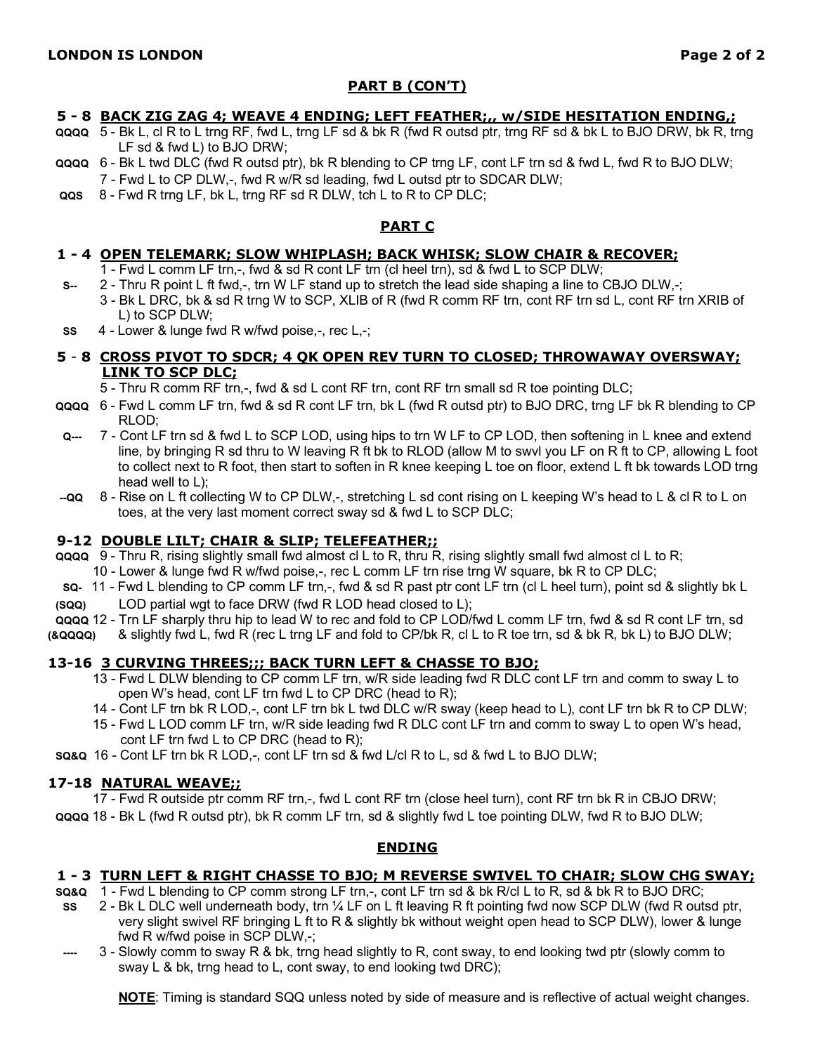## PART B (CON'T)

### 5 - 8 BACK ZIG ZAG 4; WEAVE 4 ENDING; LEFT FEATHER;,, w/SIDE HESITATION ENDING,;

**QQQQ** 5 - Bk L, cl R to L trng RF, fwd L, trng LF sd & bk R (fwd R outsd ptr, trng RF sd & bk L to BJO DRW, bk R, trng LF sd & fwd L) to BJO DRW;

**QQQQ** 6 - Bk L twd DLC (fwd R outsd ptr), bk R blending to CP trng LF, cont LF trn sd & fwd L, fwd R to BJO DLW;

7 - Fwd L to CP DLW,-, fwd R w/R sd leading, fwd L outsd ptr to SDCAR DLW;

**QQS** 8 - Fwd R trng LF, bk L, trng RF sd R DLW, tch L to R to CP DLC;

## PART C

### 1 - 4 OPEN TELEMARK; SLOW WHIPLASH; BACK WHISK; SLOW CHAIR & RECOVER;

1 - Fwd L comm LF trn,-, fwd & sd R cont LF trn (cl heel trn), sd & fwd L to SCP DLW;

**S--** 2 - Thru R point L ft fwd,-, trn W LF stand up to stretch the lead side shaping a line to CBJO DLW,-;

3 - Bk L DRC, bk & sd R trng W to SCP, XLIB of R (fwd R comm RF trn, cont RF trn sd L, cont RF trn XRIB of L) to SCP DLW;

**SS** 4 - Lower & lunge fwd R w/fwd poise,-, rec L,-;

### 5 - 8 CROSS PIVOT TO SDCR; 4 QK OPEN REV TURN TO CLOSED; THROWAWAY OVERSWAY; LINK TO SCP DLC;

5 - Thru R comm RF trn,-, fwd & sd L cont RF trn, cont RF trn small sd R toe pointing DLC;

**QQQQ** 6 - Fwd L comm LF trn, fwd & sd R cont LF trn, bk L (fwd R outsd ptr) to BJO DRC, trng LF bk R blending to CP RLOD;

**Q---** 7 - Cont LF trn sd & fwd L to SCP LOD, using hips to trn W LF to CP LOD, then softening in L knee and extend line, by bringing R sd thru to W leaving R ft bk to RLOD (allow M to swvl you LF on R ft to CP, allowing L foot to collect next to R foot, then start to soften in R knee keeping L toe on floor, extend L ft bk towards LOD trng head well to L);

**--QQ** 8 - Rise on L ft collecting W to CP DLW,-, stretching L sd cont rising on L keeping W's head to L & cl R to L on toes, at the very last moment correct sway sd & fwd L to SCP DLC;

### 9-12 DOUBLE LILT; CHAIR & SLIP; TELEFEATHER;;

**QQQQ** 9 - Thru R, rising slightly small fwd almost cl L to R, thru R, rising slightly small fwd almost cl L to R;

10 - Lower & lunge fwd R w/fwd poise,-, rec L comm LF trn rise trng W square, bk R to CP DLC;

**SQ-** 11 - Fwd L blending to CP comm LF trn,-, fwd & sd R past ptr cont LF trn (cl L heel turn), point sd & slightly bk L
**(SQQ)** LOD partial wgt to face DRW (fwd R LOD head closed to L);

**QQQQ** 12 - Trn LF sharply thru hip to lead W to rec and fold to CP LOD/fwd L comm LF trn, fwd & sd R cont LF trn, sd
**(&QQQQ)** & slightly fwd L, fwd R (rec L trng LF and fold to CP/bk R, cl L to R toe trn, sd & bk R, bk L) to BJO DLW;

### 13-16 3 CURVING THREES;;; BACK TURN LEFT & CHASSE TO BJO;

13 - Fwd L DLW blending to CP comm LF trn, w/R side leading fwd R DLC cont LF trn and comm to sway L to open W's head, cont LF trn fwd L to CP DRC (head to R);

14 - Cont LF trn bk R LOD,-, cont LF trn bk L twd DLC w/R sway (keep head to L), cont LF trn bk R to CP DLW;

15 - Fwd L LOD comm LF trn, w/R side leading fwd R DLC cont LF trn and comm to sway L to open W's head, cont LF trn fwd L to CP DRC (head to R);

**SQ&Q** 16 - Cont LF trn bk R LOD,-, cont LF trn sd & fwd L/cl R to L, sd & fwd L to BJO DLW;

### 17-18 NATURAL WEAVE;;

17 - Fwd R outside ptr comm RF trn,-, fwd L cont RF trn (close heel turn), cont RF trn bk R in CBJO DRW;

**QQQQ** 18 - Bk L (fwd R outsd ptr), bk R comm LF trn, sd & slightly fwd L toe pointing DLW, fwd R to BJO DLW;

## ENDING

### 1 - 3 TURN LEFT & RIGHT CHASSE TO BJO; M REVERSE SWIVEL TO CHAIR; SLOW CHG SWAY;

**SQ&Q** 1 - Fwd L blending to CP comm strong LF trn,-, cont LF trn sd & bk R/cl L to R, sd & bk R to BJO DRC;

**SS** 2 - Bk L DLC well underneath body, trn ¼ LF on L ft leaving R ft pointing fwd now SCP DLW (fwd R outsd ptr, very slight swivel RF bringing L ft to R & slightly bk without weight open head to SCP DLW), lower & lunge fwd R w/fwd poise in SCP DLW,-;

**----** 3 - Slowly comm to sway R & bk, trng head slightly to R, cont sway, to end looking twd ptr (slowly comm to sway L & bk, trng head to L, cont sway, to end looking twd DRC);

**NOTE**: Timing is standard SQQ unless noted by side of measure and is reflective of actual weight changes.